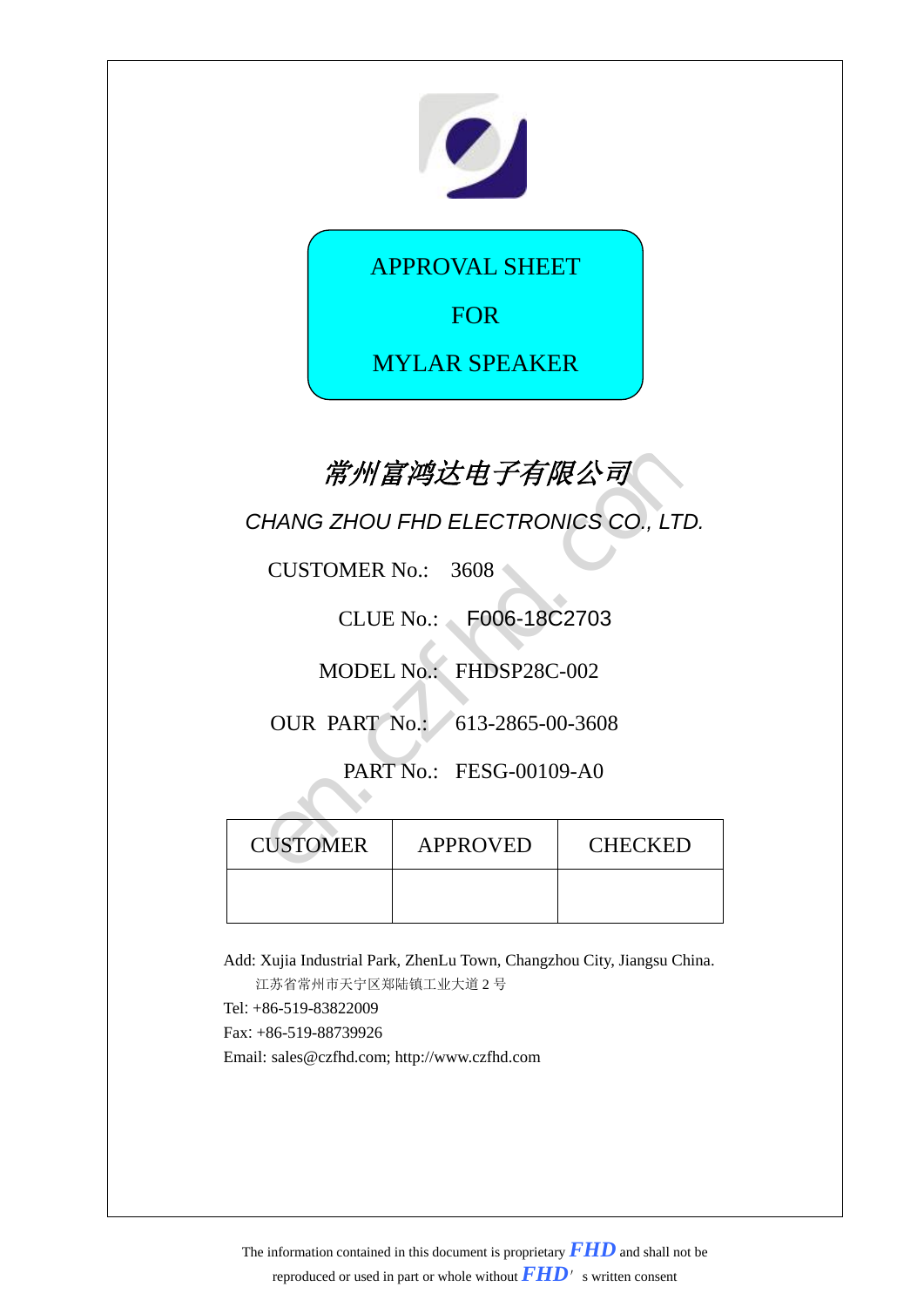# APPROVAL SHEET

# FOR

# MYLAR SPEAKER

## *常州富鸿达电子有限公司*

*CHANG ZHOU FHD ELECTRONICS CO., LTD.*

CUSTOMER No.: 3608

CLUE No.: F006-18C2703

MODEL No.: FHDSP28C-002

OUR PART No.: 613-2865-00-3608

PART No.: FESG-00109-A0

| CUSTOMER | APPROVED | CHECKED |
|---|---|---|
| | | |

Add: Xujia Industrial Park, ZhenLu Town, Changzhou City, Jiangsu China.

江苏省常州市天宁区郑陆镇工业大道 2 号

Tel: +86-519-83822009

Fax: +86-519-88739926

Email: sales@czfhd.com; http://www.czfhd.com

The information contained in this document is proprietary ***FHD*** and shall not be reproduced or used in part or whole without ***FHD***' s written consent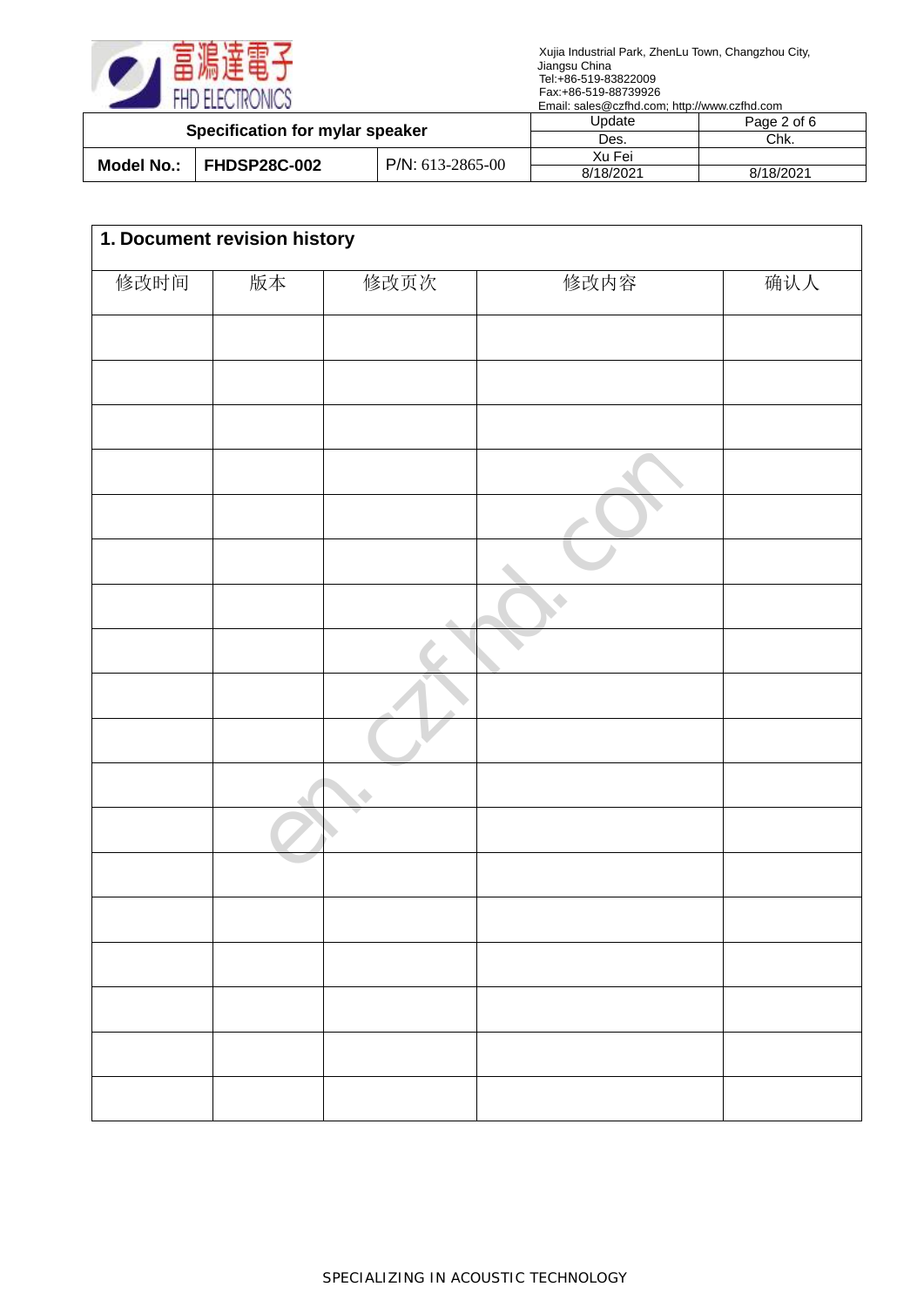## 1. Document revision history

| 修改时间 | 版本 | 修改页次 | 修改内容 | 确认人 |
|---|---|---|---|---|
| | | | | |
| | | | | |
| | | | | |
| | | | | |
| | | | | |
| | | | | |
| | | | | |
| | | | | |
| | | | | |
| | | | | |
| | | | | |
| | | | | |
| | | | | |
| | | | | |
| | | | | |
| | | | | |
| | | | | |
| | | | | |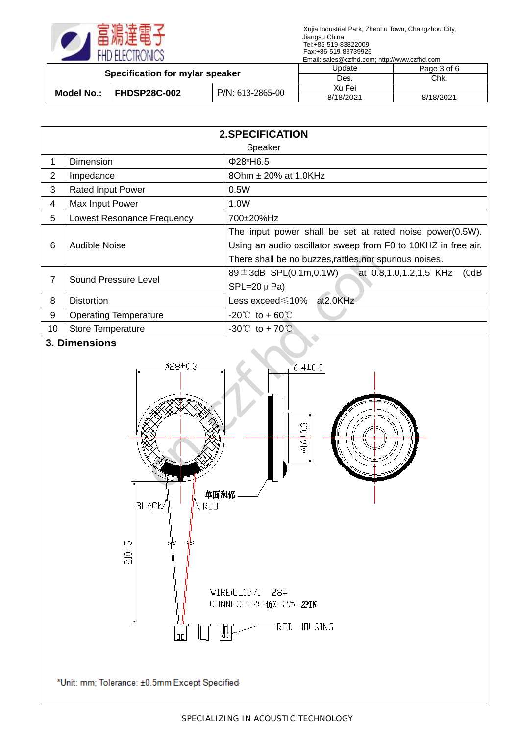| | | | Update | Page 3 of 6 |
|---|---|---|---|---|
| Specification for mylar speaker | | | Des. | Chk. |
| Model No.: | FHDSP28C-002 | P/N: 613-2865-00 | Xu Fei | |
| | | | 8/18/2021 | 8/18/2021 |

## 2.SPECIFICATION

Speaker

| | | |
|---|---|---|
| 1 | Dimension | Φ28*H6.5 |
| 2 | Impedance | 8Ohm ± 20% at 1.0KHz |
| 3 | Rated Input Power | 0.5W |
| 4 | Max Input Power | 1.0W |
| 5 | Lowest Resonance Frequency | 700±20%Hz |
| 6 | Audible Noise | The input power shall be set at rated noise power(0.5W). Using an audio oscillator sweep from F0 to 10KHZ in free air. There shall be no buzzes,rattles,nor spurious noises. |
| 7 | Sound Pressure Level | 89±3dB SPL(0.1m,0.1W) at 0.8,1.0,1.2,1.5 KHz (0dB SPL=20μPa) |
| 8 | Distortion | Less exceed≤10% at2.0KHz |
| 9 | Operating Temperature | -20℃ to + 60℃ |
| 10 | Store Temperature | -30℃ to + 70℃ |

## 3. Dimensions

ϕ28±0.3

6.4±0.3

ϕ16±0.3

单面泡棉

BLACK

RED

210±5

WIRE:UL1571 28#

CONNECTOR:F 仿XH2.5-2PIN

RED HOUSING

*Unit: mm; Tolerance: ±0.5mm Except Specified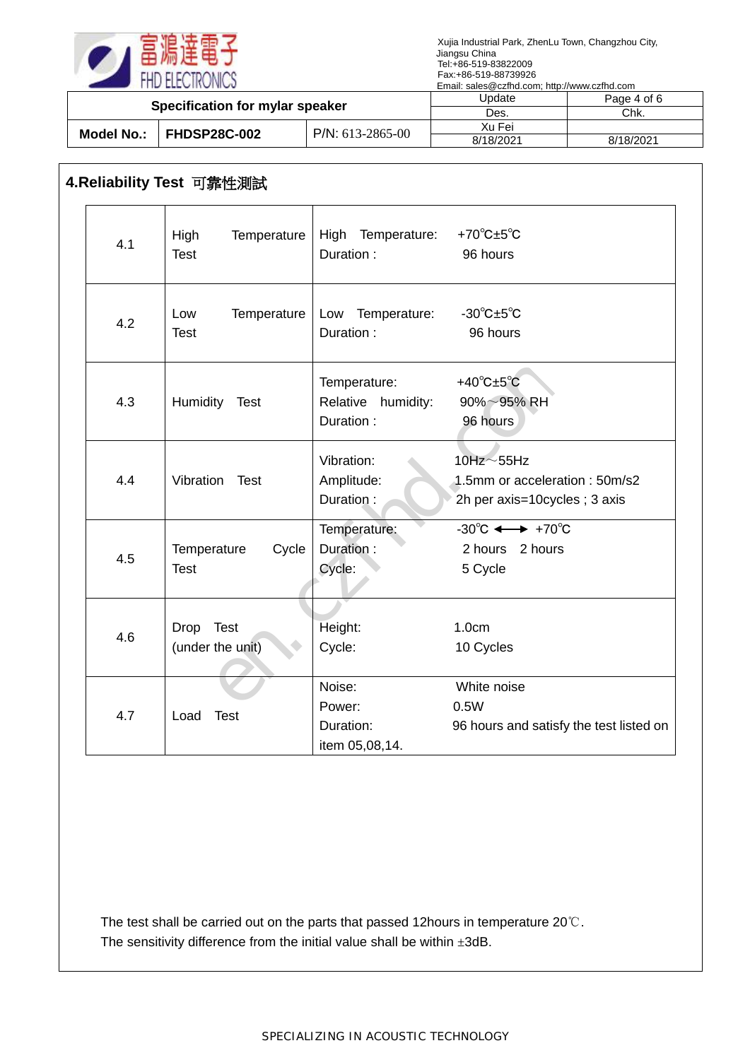## 4.Reliability Test 可靠性測試

| | | | |
|---|---|---|---|
| 4.1 | High Temperature Test | High Temperature:<br>Duration : | +70℃±5℃<br>96 hours |
| 4.2 | Low Temperature Test | Low Temperature:<br>Duration : | -30℃±5℃<br>96 hours |
| 4.3 | Humidity Test | Temperature:<br>Relative humidity:<br>Duration : | +40℃±5℃<br>90%～95% RH<br>96 hours |
| 4.4 | Vibration Test | Vibration:<br>Amplitude:<br>Duration : | 10Hz～55Hz<br>1.5mm or acceleration : 50m/s2<br>2h per axis=10cycles ; 3 axis |
| 4.5 | Temperature Cycle Test | Temperature:<br>Duration :<br>Cycle: | -30℃ ←→ +70℃<br>2 hours 2 hours<br>5 Cycle |
| 4.6 | Drop Test (under the unit) | Height:<br>Cycle: | 1.0cm<br>10 Cycles |
| 4.7 | Load Test | Noise:<br>Power:<br>Duration:<br>item 05,08,14. | White noise<br>0.5W<br>96 hours and satisfy the test listed on |

The test shall be carried out on the parts that passed 12hours in temperature 20℃.
The sensitivity difference from the initial value shall be within ±3dB.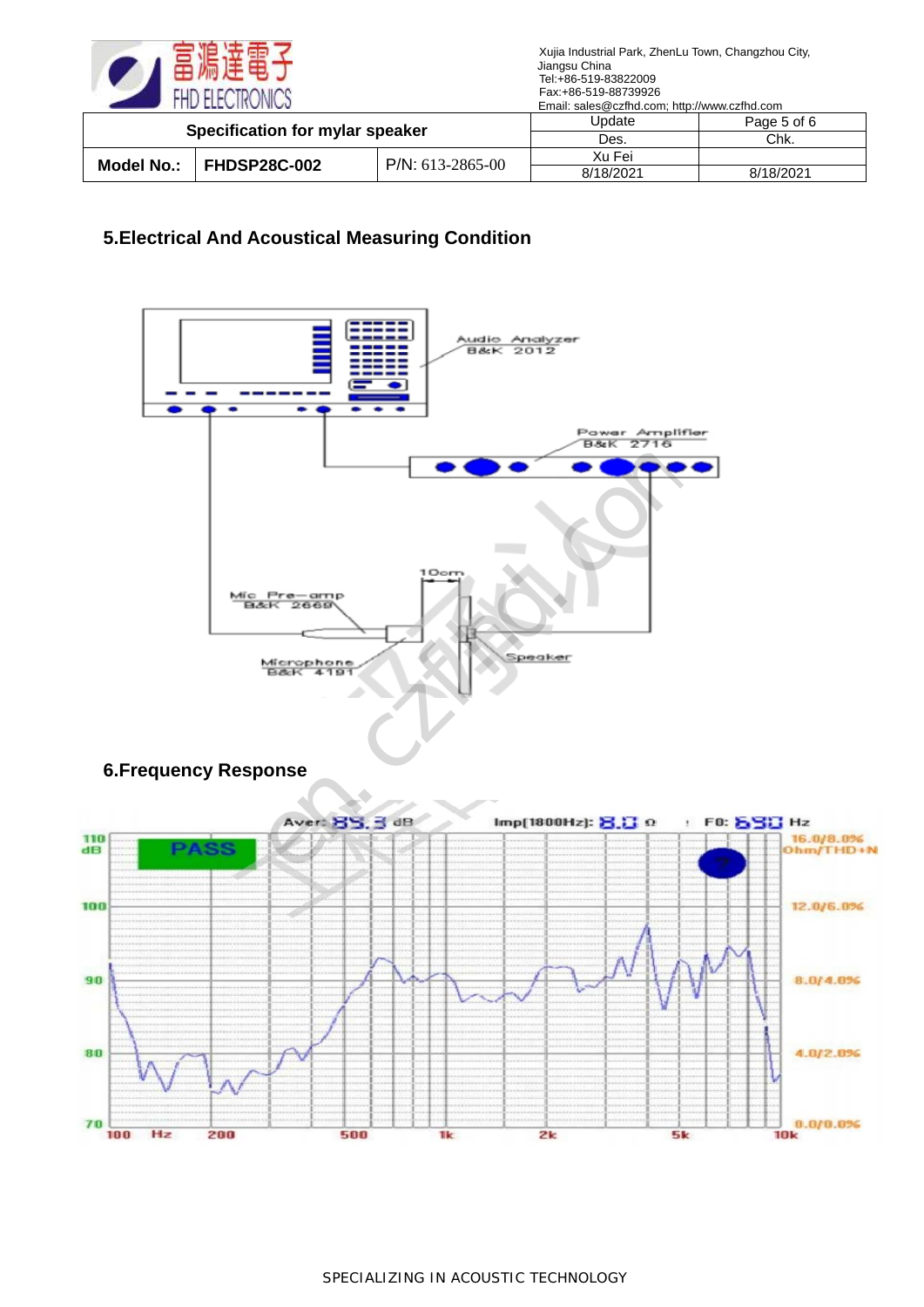## 5.Electrical And Acoustical Measuring Condition

Audio Analyzer B&K 2012

Power Amplifier B&K 2716

10cm

Mic Pre-amp B&K 2669

Microphone B&K 4191

Speaker

## 6.Frequency Response

Aver: 85.3 dB    Imp[1800Hz]: 8.0 Ω    F0: 690 Hz

PASS

110 dB, 100, 90, 80, 70

100 Hz, 200, 500, 1k, 2k, 5k, 10k

16.0/8.0% Ohm/THD+N, 12.0/6.0%, 8.0/4.0%, 4.0/2.0%, 0.0/0.0%

SPECIALIZING IN ACOUSTIC TECHNOLOGY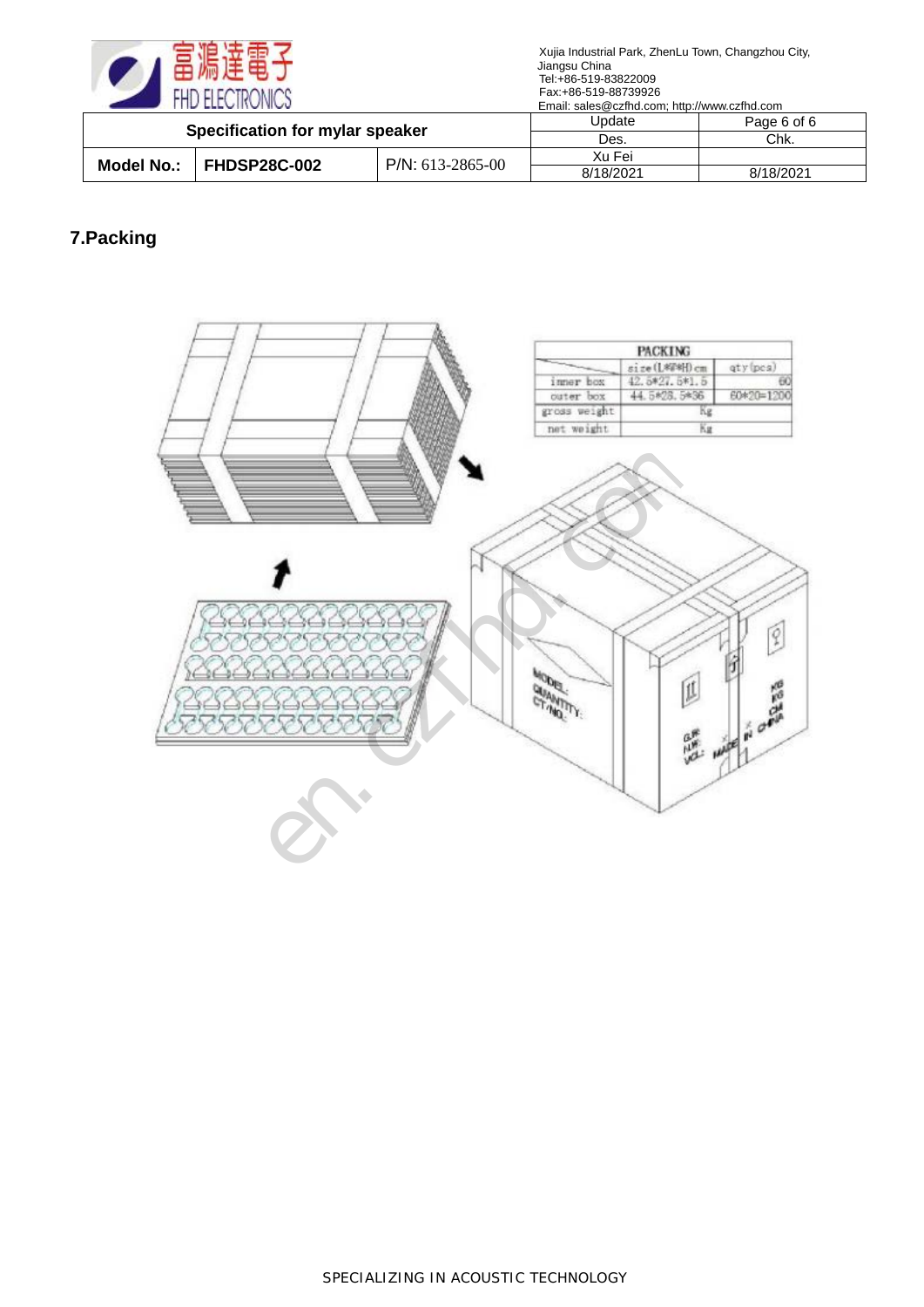## 7.Packing

| PACKING | | |
|---|---|---|
| | size (L*W*H) cm | qty (pcs) |
| inner box | 42.5*27.5*1.5 | 60 |
| outer box | 44.5*28.5*36 | 60*20=1200 |
| gross weight | Kg | |
| net weight | Kg | |

MODEL:
QUANTITY:
CT/NO.:

G.W:
N.W:
VOL:

MADE IN CHINA

KG
KG
CM